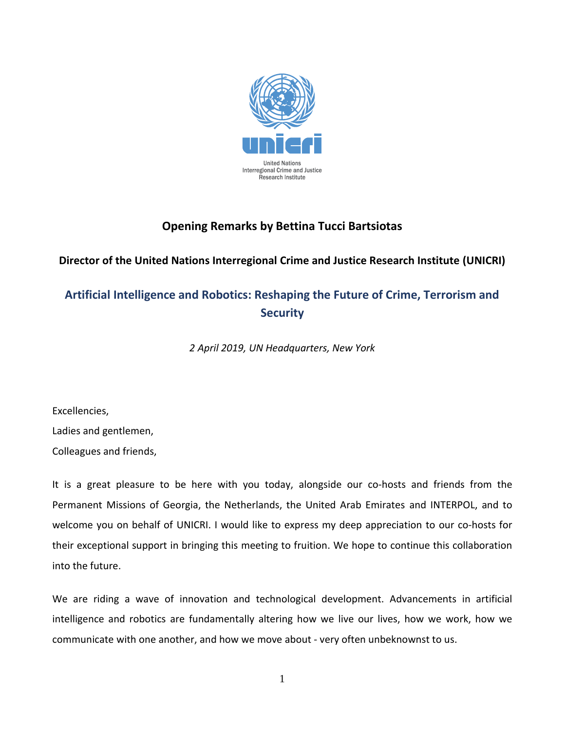United Nations
Interregional Crime and Justice
Research Institute

**Opening Remarks by Bettina Tucci Bartsiotas**

**Director of the United Nations Interregional Crime and Justice Research Institute (UNICRI)**

# Artificial Intelligence and Robotics: Reshaping the Future of Crime, Terrorism and Security

*2 April 2019, UN Headquarters, New York*

Excellencies,

Ladies and gentlemen,

Colleagues and friends,

It is a great pleasure to be here with you today, alongside our co-hosts and friends from the Permanent Missions of Georgia, the Netherlands, the United Arab Emirates and INTERPOL, and to welcome you on behalf of UNICRI. I would like to express my deep appreciation to our co-hosts for their exceptional support in bringing this meeting to fruition. We hope to continue this collaboration into the future.

We are riding a wave of innovation and technological development. Advancements in artificial intelligence and robotics are fundamentally altering how we live our lives, how we work, how we communicate with one another, and how we move about - very often unbeknownst to us.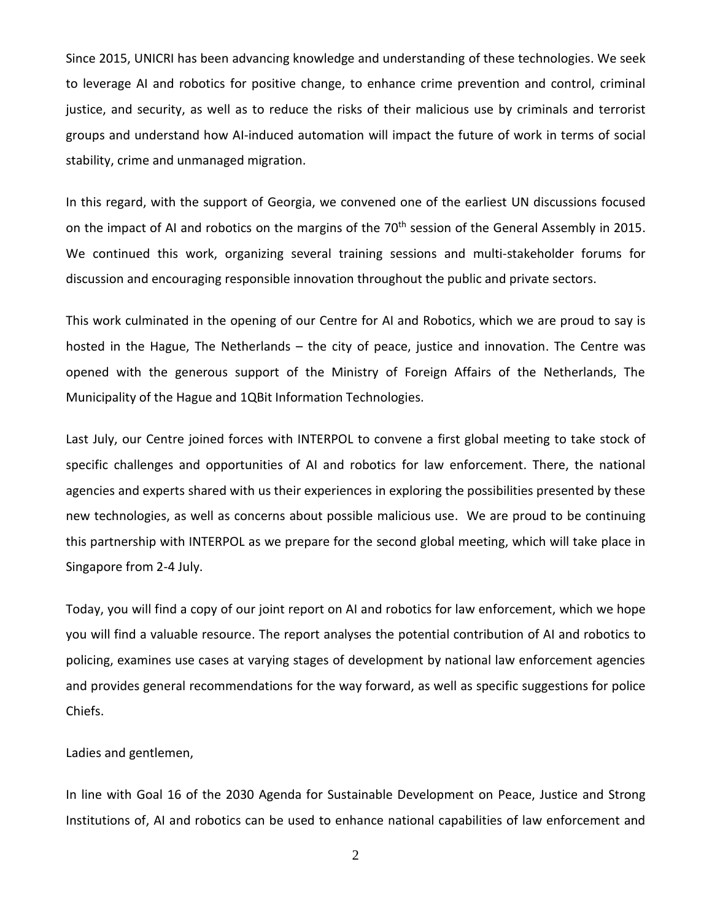Since 2015, UNICRI has been advancing knowledge and understanding of these technologies. We seek to leverage AI and robotics for positive change, to enhance crime prevention and control, criminal justice, and security, as well as to reduce the risks of their malicious use by criminals and terrorist groups and understand how AI-induced automation will impact the future of work in terms of social stability, crime and unmanaged migration.

In this regard, with the support of Georgia, we convened one of the earliest UN discussions focused on the impact of AI and robotics on the margins of the 70th session of the General Assembly in 2015. We continued this work, organizing several training sessions and multi-stakeholder forums for discussion and encouraging responsible innovation throughout the public and private sectors.

This work culminated in the opening of our Centre for AI and Robotics, which we are proud to say is hosted in the Hague, The Netherlands – the city of peace, justice and innovation. The Centre was opened with the generous support of the Ministry of Foreign Affairs of the Netherlands, The Municipality of the Hague and 1QBit Information Technologies.

Last July, our Centre joined forces with INTERPOL to convene a first global meeting to take stock of specific challenges and opportunities of AI and robotics for law enforcement. There, the national agencies and experts shared with us their experiences in exploring the possibilities presented by these new technologies, as well as concerns about possible malicious use. We are proud to be continuing this partnership with INTERPOL as we prepare for the second global meeting, which will take place in Singapore from 2-4 July.

Today, you will find a copy of our joint report on AI and robotics for law enforcement, which we hope you will find a valuable resource. The report analyses the potential contribution of AI and robotics to policing, examines use cases at varying stages of development by national law enforcement agencies and provides general recommendations for the way forward, as well as specific suggestions for police Chiefs.

Ladies and gentlemen,

In line with Goal 16 of the 2030 Agenda for Sustainable Development on Peace, Justice and Strong Institutions of, AI and robotics can be used to enhance national capabilities of law enforcement and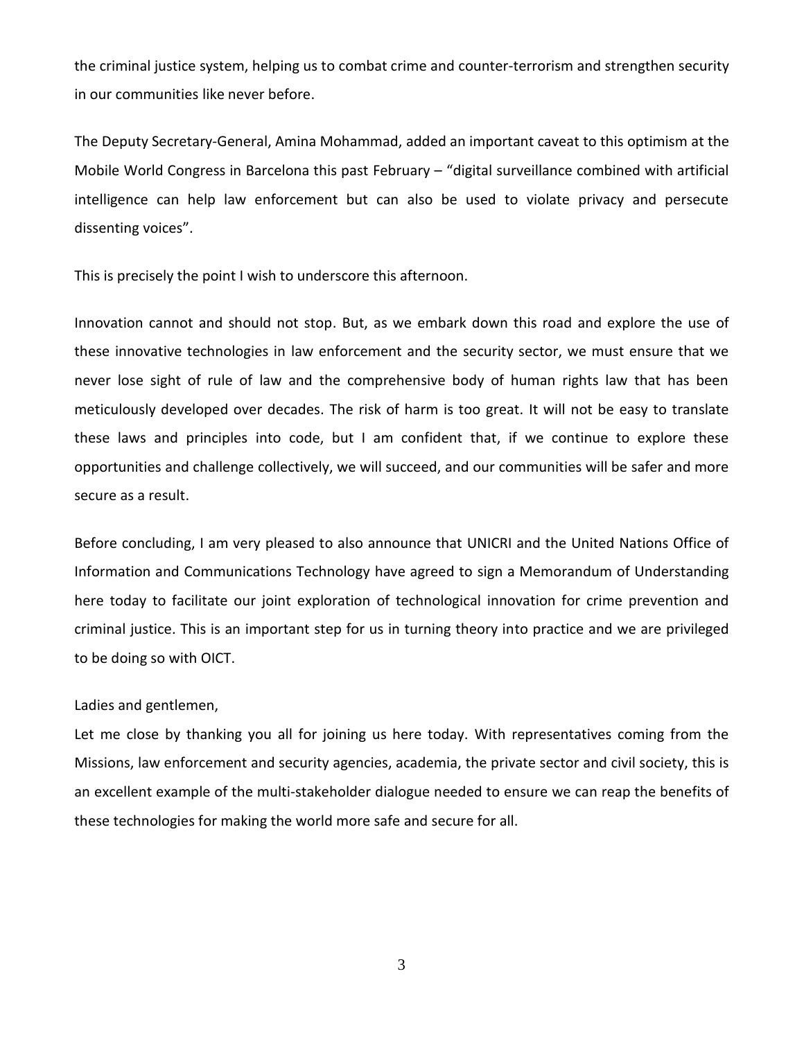the criminal justice system, helping us to combat crime and counter-terrorism and strengthen security in our communities like never before.

The Deputy Secretary-General, Amina Mohammad, added an important caveat to this optimism at the Mobile World Congress in Barcelona this past February – "digital surveillance combined with artificial intelligence can help law enforcement but can also be used to violate privacy and persecute dissenting voices".

This is precisely the point I wish to underscore this afternoon.

Innovation cannot and should not stop. But, as we embark down this road and explore the use of these innovative technologies in law enforcement and the security sector, we must ensure that we never lose sight of rule of law and the comprehensive body of human rights law that has been meticulously developed over decades. The risk of harm is too great. It will not be easy to translate these laws and principles into code, but I am confident that, if we continue to explore these opportunities and challenge collectively, we will succeed, and our communities will be safer and more secure as a result.

Before concluding, I am very pleased to also announce that UNICRI and the United Nations Office of Information and Communications Technology have agreed to sign a Memorandum of Understanding here today to facilitate our joint exploration of technological innovation for crime prevention and criminal justice. This is an important step for us in turning theory into practice and we are privileged to be doing so with OICT.

Ladies and gentlemen,

Let me close by thanking you all for joining us here today. With representatives coming from the Missions, law enforcement and security agencies, academia, the private sector and civil society, this is an excellent example of the multi-stakeholder dialogue needed to ensure we can reap the benefits of these technologies for making the world more safe and secure for all.